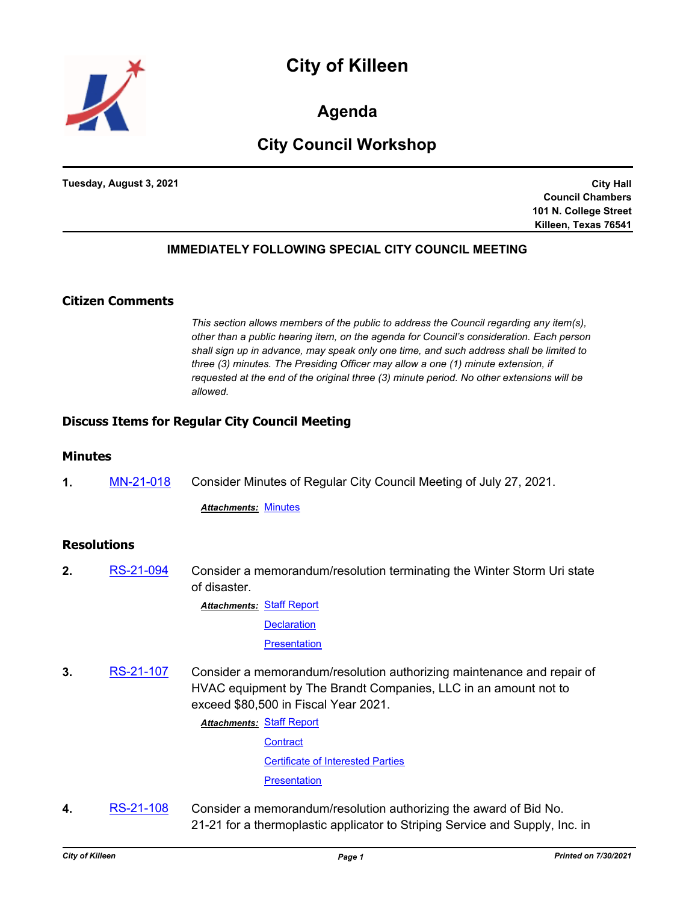# City of Killeen

## Agenda

## City Council Workshop

**Tuesday, August 3, 2021**

**City Hall**
**Council Chambers**
**101 N. College Street**
**Killeen, Texas 76541**

**IMMEDIATELY FOLLOWING SPECIAL CITY COUNCIL MEETING**

### Citizen Comments

*This section allows members of the public to address the Council regarding any item(s), other than a public hearing item, on the agenda for Council's consideration. Each person shall sign up in advance, may speak only one time, and such address shall be limited to three (3) minutes. The Presiding Officer may allow a one (1) minute extension, if requested at the end of the original three (3) minute period. No other extensions will be allowed.*

### Discuss Items for Regular City Council Meeting

### Minutes

**1.** MN-21-018 Consider Minutes of Regular City Council Meeting of July 27, 2021.

***Attachments:*** Minutes

### Resolutions

**2.** RS-21-094 Consider a memorandum/resolution terminating the Winter Storm Uri state of disaster.

***Attachments:*** Staff Report
Declaration
Presentation

**3.** RS-21-107 Consider a memorandum/resolution authorizing maintenance and repair of HVAC equipment by The Brandt Companies, LLC in an amount not to exceed $80,500 in Fiscal Year 2021.

***Attachments:*** Staff Report
Contract
Certificate of Interested Parties
Presentation

**4.** RS-21-108 Consider a memorandum/resolution authorizing the award of Bid No. 21-21 for a thermoplastic applicator to Striping Service and Supply, Inc. in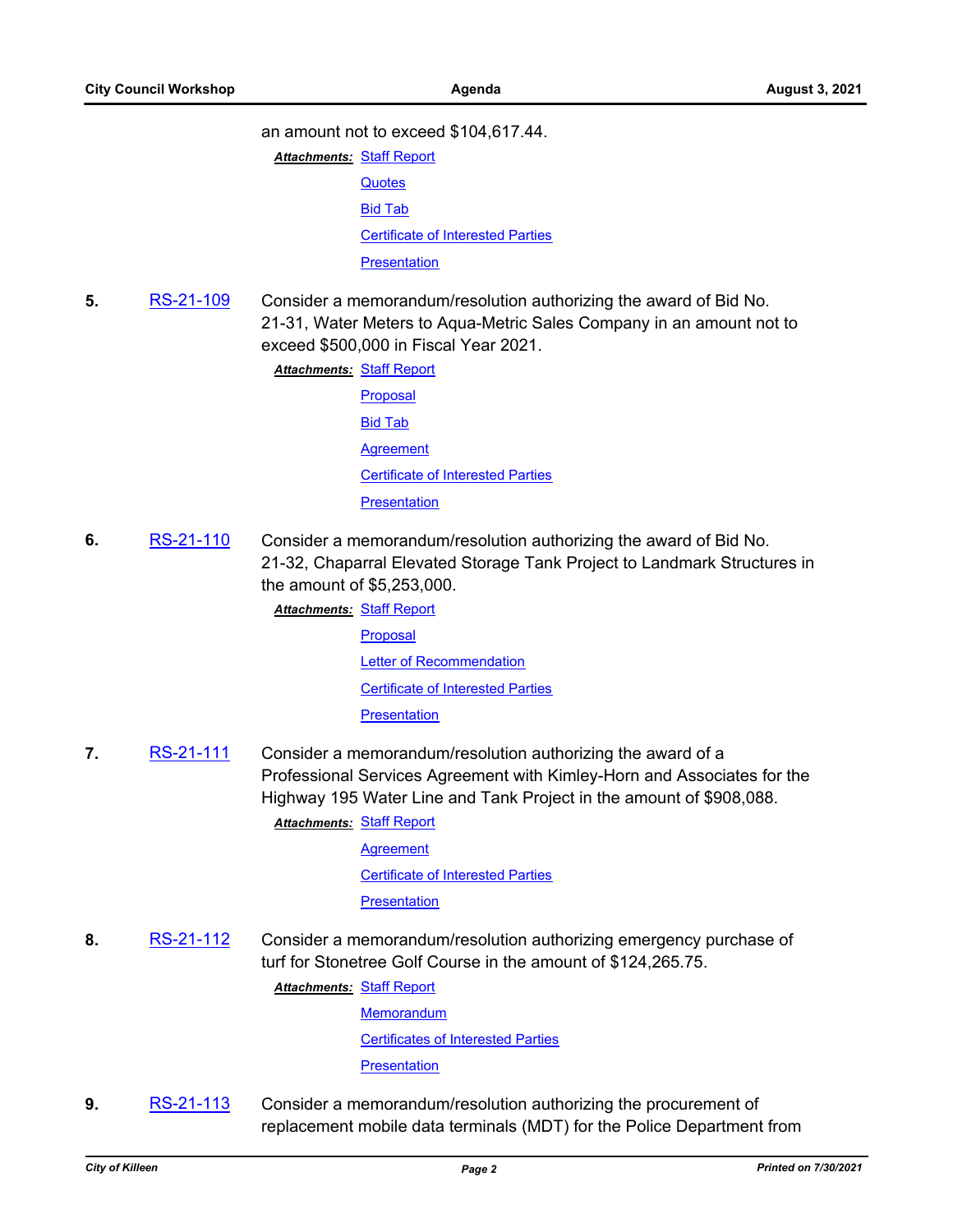an amount not to exceed $104,617.44.

***Attachments:*** Staff Report
Quotes
Bid Tab
Certificate of Interested Parties
Presentation

**5.** RS-21-109 Consider a memorandum/resolution authorizing the award of Bid No. 21-31, Water Meters to Aqua-Metric Sales Company in an amount not to exceed $500,000 in Fiscal Year 2021.

***Attachments:*** Staff Report
Proposal
Bid Tab
Agreement
Certificate of Interested Parties
Presentation

**6.** RS-21-110 Consider a memorandum/resolution authorizing the award of Bid No. 21-32, Chaparral Elevated Storage Tank Project to Landmark Structures in the amount of $5,253,000.

***Attachments:*** Staff Report
Proposal
Letter of Recommendation
Certificate of Interested Parties
Presentation

**7.** RS-21-111 Consider a memorandum/resolution authorizing the award of a Professional Services Agreement with Kimley-Horn and Associates for the Highway 195 Water Line and Tank Project in the amount of $908,088.

***Attachments:*** Staff Report
Agreement
Certificate of Interested Parties
Presentation

**8.** RS-21-112 Consider a memorandum/resolution authorizing emergency purchase of turf for Stonetree Golf Course in the amount of $124,265.75.

***Attachments:*** Staff Report
Memorandum
Certificates of Interested Parties
Presentation

**9.** RS-21-113 Consider a memorandum/resolution authorizing the procurement of replacement mobile data terminals (MDT) for the Police Department from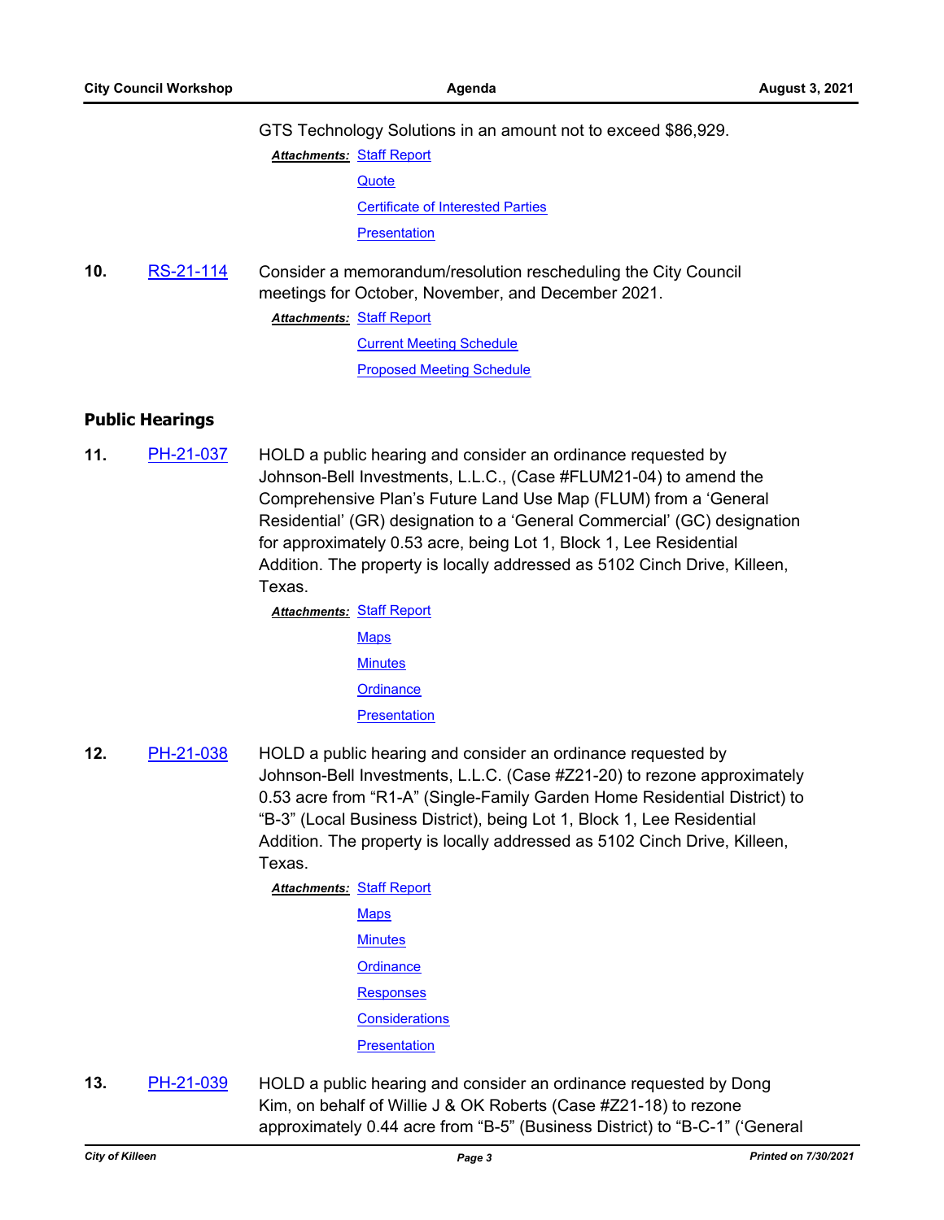GTS Technology Solutions in an amount not to exceed $86,929.

***Attachments:*** Staff Report
Quote
Certificate of Interested Parties
Presentation

**10.** RS-21-114 Consider a memorandum/resolution rescheduling the City Council meetings for October, November, and December 2021.

***Attachments:*** Staff Report
Current Meeting Schedule
Proposed Meeting Schedule

## Public Hearings

**11.** PH-21-037 HOLD a public hearing and consider an ordinance requested by Johnson-Bell Investments, L.L.C., (Case #FLUM21-04) to amend the Comprehensive Plan's Future Land Use Map (FLUM) from a 'General Residential' (GR) designation to a 'General Commercial' (GC) designation for approximately 0.53 acre, being Lot 1, Block 1, Lee Residential Addition. The property is locally addressed as 5102 Cinch Drive, Killeen, Texas.

***Attachments:*** Staff Report
Maps
Minutes
Ordinance
Presentation

**12.** PH-21-038 HOLD a public hearing and consider an ordinance requested by Johnson-Bell Investments, L.L.C. (Case #Z21-20) to rezone approximately 0.53 acre from "R1-A" (Single-Family Garden Home Residential District) to "B-3" (Local Business District), being Lot 1, Block 1, Lee Residential Addition. The property is locally addressed as 5102 Cinch Drive, Killeen, Texas.

***Attachments:*** Staff Report
Maps
Minutes
Ordinance
Responses
Considerations
Presentation

**13.** PH-21-039 HOLD a public hearing and consider an ordinance requested by Dong Kim, on behalf of Willie J & OK Roberts (Case #Z21-18) to rezone approximately 0.44 acre from "B-5" (Business District) to "B-C-1" ('General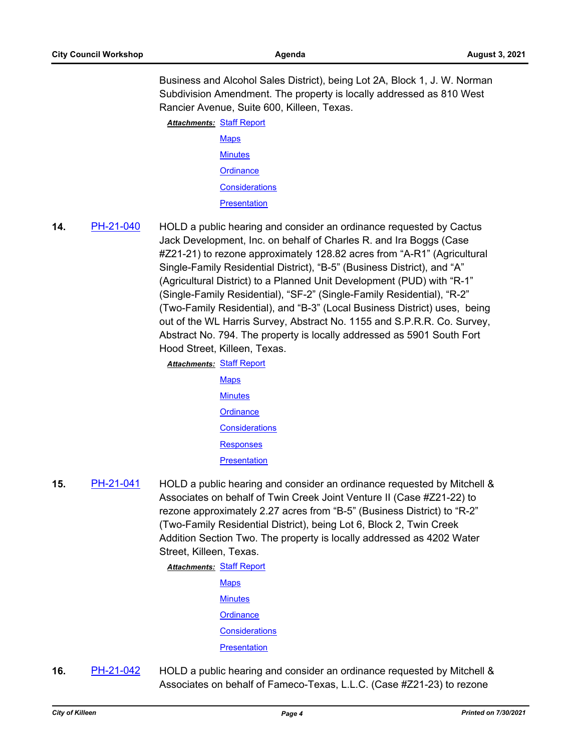Business and Alcohol Sales District), being Lot 2A, Block 1, J. W. Norman Subdivision Amendment. The property is locally addressed as 810 West Rancier Avenue, Suite 600, Killeen, Texas.

***Attachments:*** Staff Report
Maps
Minutes
Ordinance
Considerations
Presentation

**14.** PH-21-040 HOLD a public hearing and consider an ordinance requested by Cactus Jack Development, Inc. on behalf of Charles R. and Ira Boggs (Case #Z21-21) to rezone approximately 128.82 acres from "A-R1" (Agricultural Single-Family Residential District), "B-5" (Business District), and "A" (Agricultural District) to a Planned Unit Development (PUD) with "R-1" (Single-Family Residential), "SF-2" (Single-Family Residential), "R-2" (Two-Family Residential), and "B-3" (Local Business District) uses, being out of the WL Harris Survey, Abstract No. 1155 and S.P.R.R. Co. Survey, Abstract No. 794. The property is locally addressed as 5901 South Fort Hood Street, Killeen, Texas.

***Attachments:*** Staff Report
Maps
Minutes
Ordinance
Considerations
Responses
Presentation

**15.** PH-21-041 HOLD a public hearing and consider an ordinance requested by Mitchell & Associates on behalf of Twin Creek Joint Venture II (Case #Z21-22) to rezone approximately 2.27 acres from "B-5" (Business District) to "R-2" (Two-Family Residential District), being Lot 6, Block 2, Twin Creek Addition Section Two. The property is locally addressed as 4202 Water Street, Killeen, Texas.

***Attachments:*** Staff Report
Maps
Minutes
Ordinance
Considerations
Presentation

**16.** PH-21-042 HOLD a public hearing and consider an ordinance requested by Mitchell & Associates on behalf of Fameco-Texas, L.L.C. (Case #Z21-23) to rezone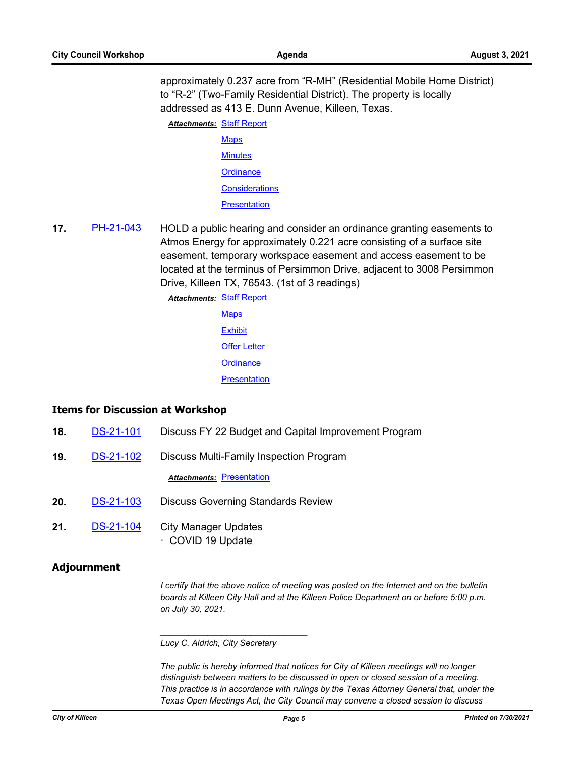approximately 0.237 acre from "R-MH" (Residential Mobile Home District) to "R-2" (Two-Family Residential District). The property is locally addressed as 413 E. Dunn Avenue, Killeen, Texas.

***Attachments:*** Staff Report
Maps
Minutes
Ordinance
Considerations
Presentation

**17.** PH-21-043 HOLD a public hearing and consider an ordinance granting easements to Atmos Energy for approximately 0.221 acre consisting of a surface site easement, temporary workspace easement and access easement to be located at the terminus of Persimmon Drive, adjacent to 3008 Persimmon Drive, Killeen TX, 76543. (1st of 3 readings)

***Attachments:*** Staff Report
Maps
Exhibit
Offer Letter
Ordinance
Presentation

## Items for Discussion at Workshop

**18.** DS-21-101 Discuss FY 22 Budget and Capital Improvement Program

**19.** DS-21-102 Discuss Multi-Family Inspection Program

***Attachments:*** Presentation

**20.** DS-21-103 Discuss Governing Standards Review

**21.** DS-21-104 City Manager Updates
· COVID 19 Update

## Adjournment

*I certify that the above notice of meeting was posted on the Internet and on the bulletin boards at Killeen City Hall and at the Killeen Police Department on or before 5:00 p.m. on July 30, 2021.*

______________________________

*Lucy C. Aldrich, City Secretary*

*The public is hereby informed that notices for City of Killeen meetings will no longer distinguish between matters to be discussed in open or closed session of a meeting. This practice is in accordance with rulings by the Texas Attorney General that, under the Texas Open Meetings Act, the City Council may convene a closed session to discuss*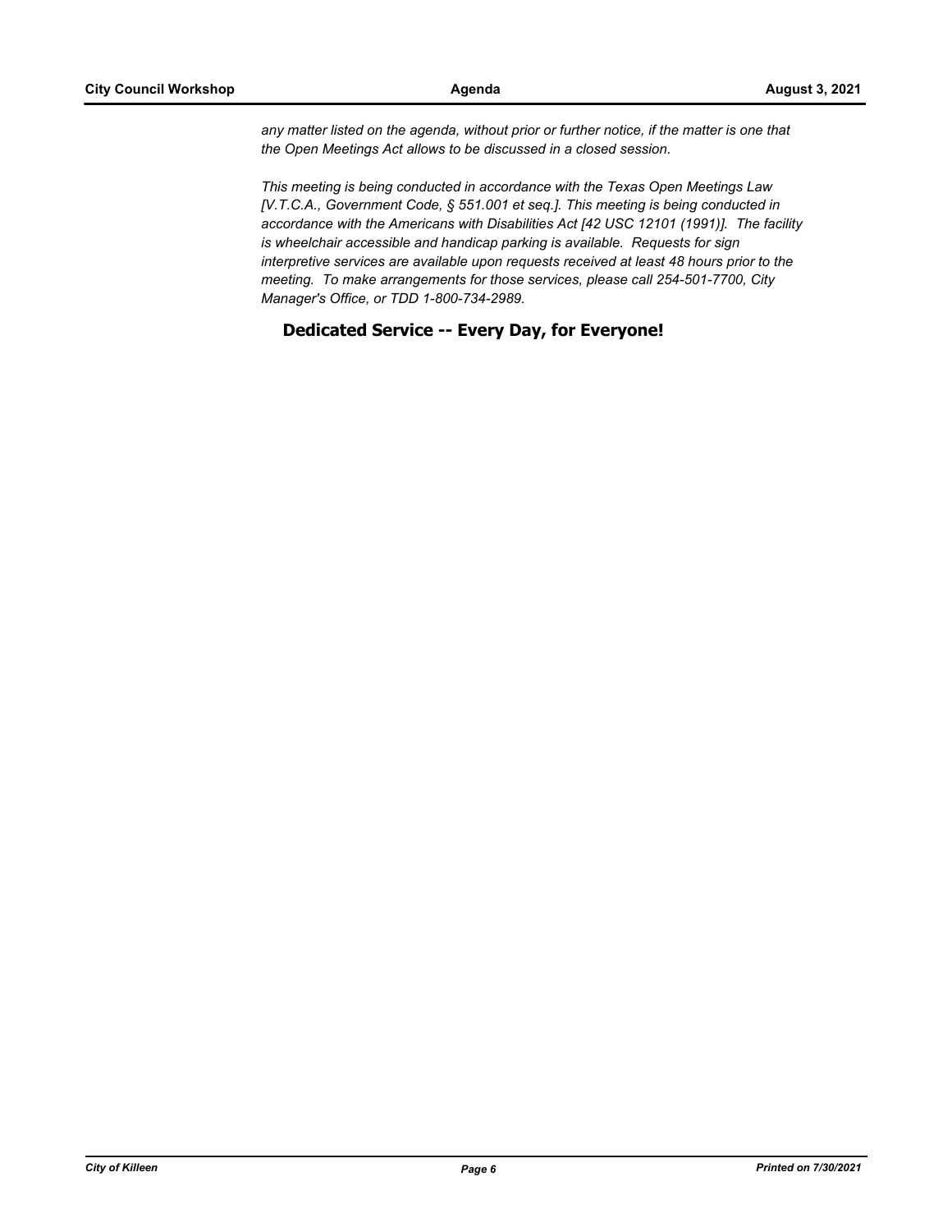*any matter listed on the agenda, without prior or further notice, if the matter is one that the Open Meetings Act allows to be discussed in a closed session.*

*This meeting is being conducted in accordance with the Texas Open Meetings Law [V.T.C.A., Government Code, § 551.001 et seq.]. This meeting is being conducted in accordance with the Americans with Disabilities Act [42 USC 12101 (1991)]. The facility is wheelchair accessible and handicap parking is available. Requests for sign interpretive services are available upon requests received at least 48 hours prior to the meeting. To make arrangements for those services, please call 254-501-7700, City Manager's Office, or TDD 1-800-734-2989.*

**Dedicated Service -- Every Day, for Everyone!**